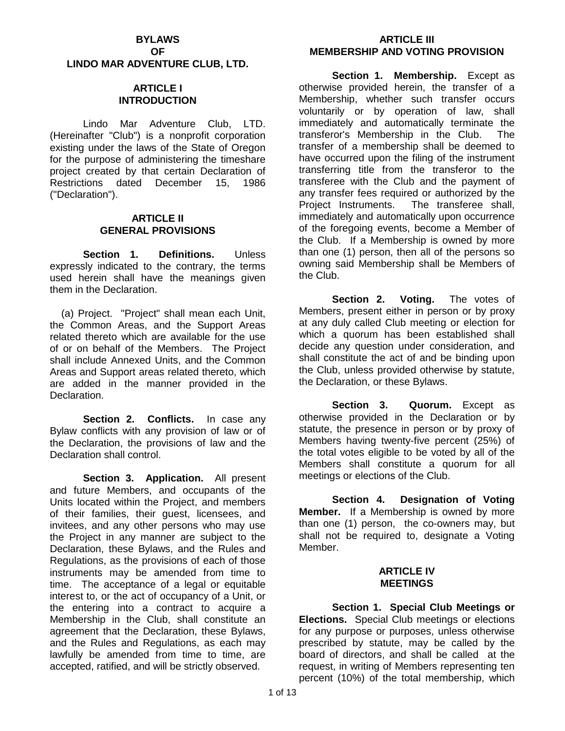# BYLAWS OF LINDO MAR ADVENTURE CLUB, LTD.

## ARTICLE I
## INTRODUCTION

Lindo Mar Adventure Club, LTD. (Hereinafter "Club") is a nonprofit corporation existing under the laws of the State of Oregon for the purpose of administering the timeshare project created by that certain Declaration of Restrictions dated December 15, 1986 ("Declaration").

## ARTICLE II
## GENERAL PROVISIONS

**Section 1. Definitions.** Unless expressly indicated to the contrary, the terms used herein shall have the meanings given them in the Declaration.

(a) Project. "Project" shall mean each Unit, the Common Areas, and the Support Areas related thereto which are available for the use of or on behalf of the Members. The Project shall include Annexed Units, and the Common Areas and Support areas related thereto, which are added in the manner provided in the Declaration.

**Section 2. Conflicts.** In case any Bylaw conflicts with any provision of law or of the Declaration, the provisions of law and the Declaration shall control.

**Section 3. Application.** All present and future Members, and occupants of the Units located within the Project, and members of their families, their guest, licensees, and invitees, and any other persons who may use the Project in any manner are subject to the Declaration, these Bylaws, and the Rules and Regulations, as the provisions of each of those instruments may be amended from time to time. The acceptance of a legal or equitable interest to, or the act of occupancy of a Unit, or the entering into a contract to acquire a Membership in the Club, shall constitute an agreement that the Declaration, these Bylaws, and the Rules and Regulations, as each may lawfully be amended from time to time, are accepted, ratified, and will be strictly observed.

## ARTICLE III
## MEMBERSHIP AND VOTING PROVISION

**Section 1. Membership.** Except as otherwise provided herein, the transfer of a Membership, whether such transfer occurs voluntarily or by operation of law, shall immediately and automatically terminate the transferor's Membership in the Club. The transfer of a membership shall be deemed to have occurred upon the filing of the instrument transferring title from the transferor to the transferee with the Club and the payment of any transfer fees required or authorized by the Project Instruments. The transferee shall, immediately and automatically upon occurrence of the foregoing events, become a Member of the Club. If a Membership is owned by more than one (1) person, then all of the persons so owning said Membership shall be Members of the Club.

**Section 2. Voting.** The votes of Members, present either in person or by proxy at any duly called Club meeting or election for which a quorum has been established shall decide any question under consideration, and shall constitute the act of and be binding upon the Club, unless provided otherwise by statute, the Declaration, or these Bylaws.

**Section 3. Quorum.** Except as otherwise provided in the Declaration or by statute, the presence in person or by proxy of Members having twenty-five percent (25%) of the total votes eligible to be voted by all of the Members shall constitute a quorum for all meetings or elections of the Club.

**Section 4. Designation of Voting Member.** If a Membership is owned by more than one (1) person, the co-owners may, but shall not be required to, designate a Voting Member.

## ARTICLE IV
## MEETINGS

**Section 1. Special Club Meetings or Elections.** Special Club meetings or elections for any purpose or purposes, unless otherwise prescribed by statute, may be called by the board of directors, and shall be called at the request, in writing of Members representing ten percent (10%) of the total membership, which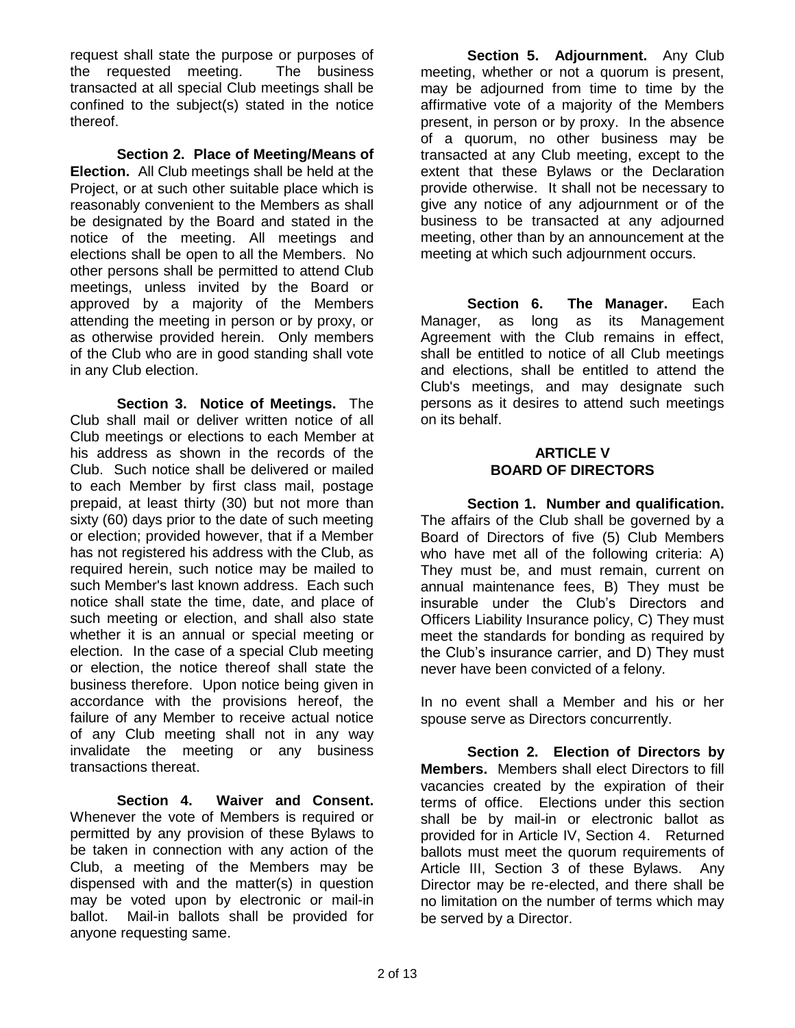request shall state the purpose or purposes of the requested meeting. The business transacted at all special Club meetings shall be confined to the subject(s) stated in the notice thereof.

**Section 2. Place of Meeting/Means of Election.** All Club meetings shall be held at the Project, or at such other suitable place which is reasonably convenient to the Members as shall be designated by the Board and stated in the notice of the meeting. All meetings and elections shall be open to all the Members. No other persons shall be permitted to attend Club meetings, unless invited by the Board or approved by a majority of the Members attending the meeting in person or by proxy, or as otherwise provided herein. Only members of the Club who are in good standing shall vote in any Club election.

**Section 3. Notice of Meetings.** The Club shall mail or deliver written notice of all Club meetings or elections to each Member at his address as shown in the records of the Club. Such notice shall be delivered or mailed to each Member by first class mail, postage prepaid, at least thirty (30) but not more than sixty (60) days prior to the date of such meeting or election; provided however, that if a Member has not registered his address with the Club, as required herein, such notice may be mailed to such Member's last known address. Each such notice shall state the time, date, and place of such meeting or election, and shall also state whether it is an annual or special meeting or election. In the case of a special Club meeting or election, the notice thereof shall state the business therefore. Upon notice being given in accordance with the provisions hereof, the failure of any Member to receive actual notice of any Club meeting shall not in any way invalidate the meeting or any business transactions thereat.

**Section 4. Waiver and Consent.** Whenever the vote of Members is required or permitted by any provision of these Bylaws to be taken in connection with any action of the Club, a meeting of the Members may be dispensed with and the matter(s) in question may be voted upon by electronic or mail-in ballot. Mail-in ballots shall be provided for anyone requesting same.

**Section 5. Adjournment.** Any Club meeting, whether or not a quorum is present, may be adjourned from time to time by the affirmative vote of a majority of the Members present, in person or by proxy. In the absence of a quorum, no other business may be transacted at any Club meeting, except to the extent that these Bylaws or the Declaration provide otherwise. It shall not be necessary to give any notice of any adjournment or of the business to be transacted at any adjourned meeting, other than by an announcement at the meeting at which such adjournment occurs.

**Section 6. The Manager.** Each Manager, as long as its Management Agreement with the Club remains in effect, shall be entitled to notice of all Club meetings and elections, shall be entitled to attend the Club's meetings, and may designate such persons as it desires to attend such meetings on its behalf.

## ARTICLE V
## BOARD OF DIRECTORS

**Section 1. Number and qualification.** The affairs of the Club shall be governed by a Board of Directors of five (5) Club Members who have met all of the following criteria: A) They must be, and must remain, current on annual maintenance fees, B) They must be insurable under the Club's Directors and Officers Liability Insurance policy, C) They must meet the standards for bonding as required by the Club's insurance carrier, and D) They must never have been convicted of a felony.

In no event shall a Member and his or her spouse serve as Directors concurrently.

**Section 2. Election of Directors by Members.** Members shall elect Directors to fill vacancies created by the expiration of their terms of office. Elections under this section shall be by mail-in or electronic ballot as provided for in Article IV, Section 4. Returned ballots must meet the quorum requirements of Article III, Section 3 of these Bylaws. Any Director may be re-elected, and there shall be no limitation on the number of terms which may be served by a Director.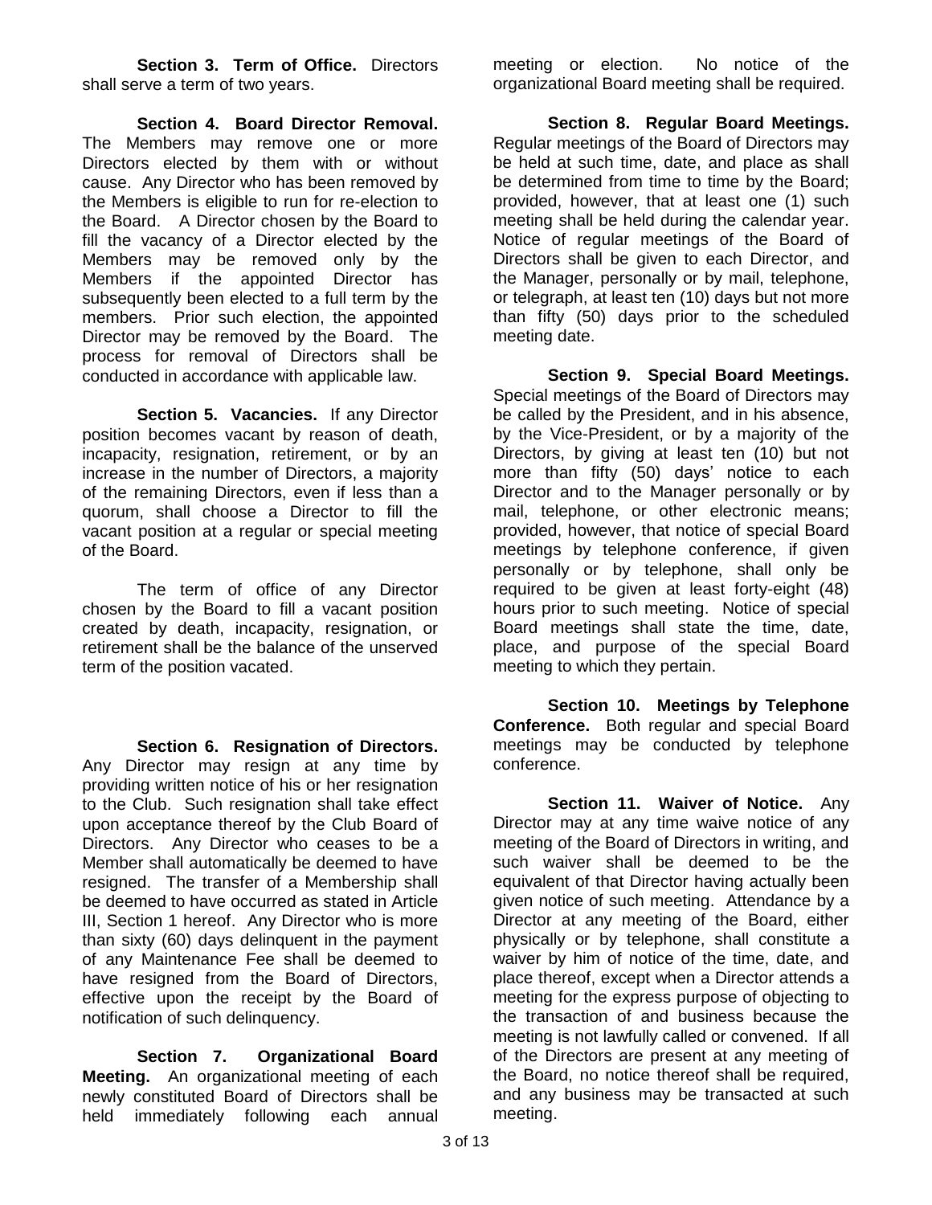**Section 3. Term of Office.** Directors shall serve a term of two years.

**Section 4. Board Director Removal.** The Members may remove one or more Directors elected by them with or without cause. Any Director who has been removed by the Members is eligible to run for re-election to the Board. A Director chosen by the Board to fill the vacancy of a Director elected by the Members may be removed only by the Members if the appointed Director has subsequently been elected to a full term by the members. Prior such election, the appointed Director may be removed by the Board. The process for removal of Directors shall be conducted in accordance with applicable law.

**Section 5. Vacancies.** If any Director position becomes vacant by reason of death, incapacity, resignation, retirement, or by an increase in the number of Directors, a majority of the remaining Directors, even if less than a quorum, shall choose a Director to fill the vacant position at a regular or special meeting of the Board.

The term of office of any Director chosen by the Board to fill a vacant position created by death, incapacity, resignation, or retirement shall be the balance of the unserved term of the position vacated.

**Section 6. Resignation of Directors.** Any Director may resign at any time by providing written notice of his or her resignation to the Club. Such resignation shall take effect upon acceptance thereof by the Club Board of Directors. Any Director who ceases to be a Member shall automatically be deemed to have resigned. The transfer of a Membership shall be deemed to have occurred as stated in Article III, Section 1 hereof. Any Director who is more than sixty (60) days delinquent in the payment of any Maintenance Fee shall be deemed to have resigned from the Board of Directors, effective upon the receipt by the Board of notification of such delinquency.

**Section 7. Organizational Board Meeting.** An organizational meeting of each newly constituted Board of Directors shall be held immediately following each annual meeting or election. No notice of the organizational Board meeting shall be required.

**Section 8. Regular Board Meetings.** Regular meetings of the Board of Directors may be held at such time, date, and place as shall be determined from time to time by the Board; provided, however, that at least one (1) such meeting shall be held during the calendar year. Notice of regular meetings of the Board of Directors shall be given to each Director, and the Manager, personally or by mail, telephone, or telegraph, at least ten (10) days but not more than fifty (50) days prior to the scheduled meeting date.

**Section 9. Special Board Meetings.** Special meetings of the Board of Directors may be called by the President, and in his absence, by the Vice-President, or by a majority of the Directors, by giving at least ten (10) but not more than fifty (50) days' notice to each Director and to the Manager personally or by mail, telephone, or other electronic means; provided, however, that notice of special Board meetings by telephone conference, if given personally or by telephone, shall only be required to be given at least forty-eight (48) hours prior to such meeting. Notice of special Board meetings shall state the time, date, place, and purpose of the special Board meeting to which they pertain.

**Section 10. Meetings by Telephone Conference.** Both regular and special Board meetings may be conducted by telephone conference.

**Section 11. Waiver of Notice.** Any Director may at any time waive notice of any meeting of the Board of Directors in writing, and such waiver shall be deemed to be the equivalent of that Director having actually been given notice of such meeting. Attendance by a Director at any meeting of the Board, either physically or by telephone, shall constitute a waiver by him of notice of the time, date, and place thereof, except when a Director attends a meeting for the express purpose of objecting to the transaction of and business because the meeting is not lawfully called or convened. If all of the Directors are present at any meeting of the Board, no notice thereof shall be required, and any business may be transacted at such meeting.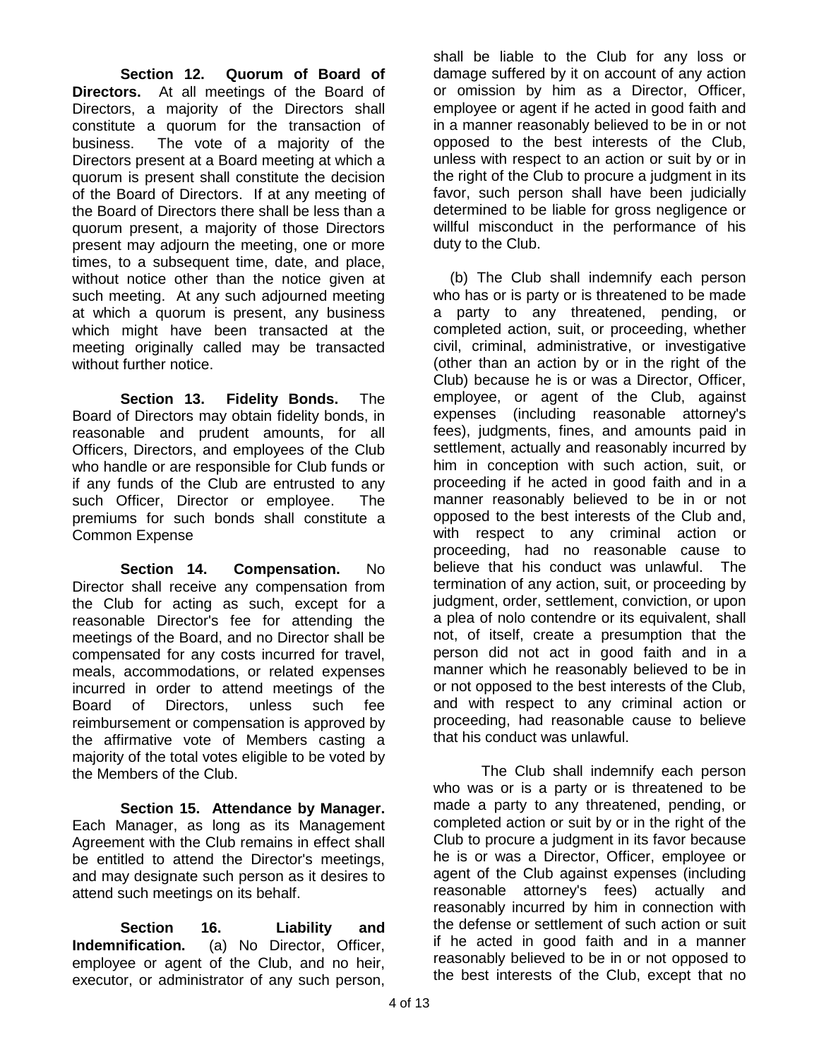**Section 12. Quorum of Board of Directors.** At all meetings of the Board of Directors, a majority of the Directors shall constitute a quorum for the transaction of business. The vote of a majority of the Directors present at a Board meeting at which a quorum is present shall constitute the decision of the Board of Directors. If at any meeting of the Board of Directors there shall be less than a quorum present, a majority of those Directors present may adjourn the meeting, one or more times, to a subsequent time, date, and place, without notice other than the notice given at such meeting. At any such adjourned meeting at which a quorum is present, any business which might have been transacted at the meeting originally called may be transacted without further notice.

**Section 13. Fidelity Bonds.** The Board of Directors may obtain fidelity bonds, in reasonable and prudent amounts, for all Officers, Directors, and employees of the Club who handle or are responsible for Club funds or if any funds of the Club are entrusted to any such Officer, Director or employee. The premiums for such bonds shall constitute a Common Expense

**Section 14. Compensation.** No Director shall receive any compensation from the Club for acting as such, except for a reasonable Director's fee for attending the meetings of the Board, and no Director shall be compensated for any costs incurred for travel, meals, accommodations, or related expenses incurred in order to attend meetings of the Board of Directors, unless such fee reimbursement or compensation is approved by the affirmative vote of Members casting a majority of the total votes eligible to be voted by the Members of the Club.

**Section 15. Attendance by Manager.** Each Manager, as long as its Management Agreement with the Club remains in effect shall be entitled to attend the Director's meetings, and may designate such person as it desires to attend such meetings on its behalf.

**Section 16. Liability and Indemnification.** (a) No Director, Officer, employee or agent of the Club, and no heir, executor, or administrator of any such person, shall be liable to the Club for any loss or damage suffered by it on account of any action or omission by him as a Director, Officer, employee or agent if he acted in good faith and in a manner reasonably believed to be in or not opposed to the best interests of the Club, unless with respect to an action or suit by or in the right of the Club to procure a judgment in its favor, such person shall have been judicially determined to be liable for gross negligence or willful misconduct in the performance of his duty to the Club.

(b) The Club shall indemnify each person who has or is party or is threatened to be made a party to any threatened, pending, or completed action, suit, or proceeding, whether civil, criminal, administrative, or investigative (other than an action by or in the right of the Club) because he is or was a Director, Officer, employee, or agent of the Club, against expenses (including reasonable attorney's fees), judgments, fines, and amounts paid in settlement, actually and reasonably incurred by him in conception with such action, suit, or proceeding if he acted in good faith and in a manner reasonably believed to be in or not opposed to the best interests of the Club and, with respect to any criminal action or proceeding, had no reasonable cause to believe that his conduct was unlawful. The termination of any action, suit, or proceeding by judgment, order, settlement, conviction, or upon a plea of nolo contendre or its equivalent, shall not, of itself, create a presumption that the person did not act in good faith and in a manner which he reasonably believed to be in or not opposed to the best interests of the Club, and with respect to any criminal action or proceeding, had reasonable cause to believe that his conduct was unlawful.

The Club shall indemnify each person who was or is a party or is threatened to be made a party to any threatened, pending, or completed action or suit by or in the right of the Club to procure a judgment in its favor because he is or was a Director, Officer, employee or agent of the Club against expenses (including reasonable attorney's fees) actually and reasonably incurred by him in connection with the defense or settlement of such action or suit if he acted in good faith and in a manner reasonably believed to be in or not opposed to the best interests of the Club, except that no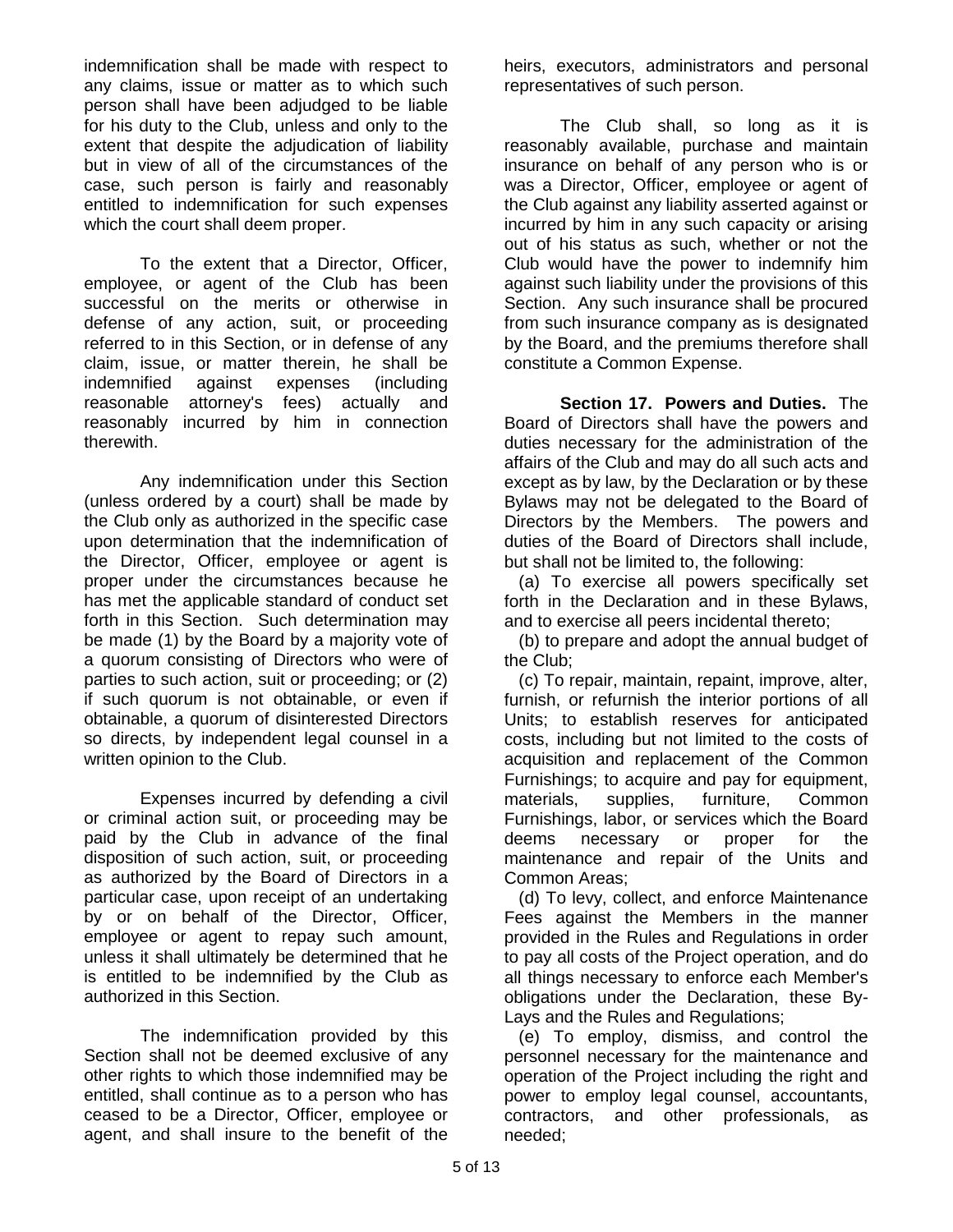indemnification shall be made with respect to any claims, issue or matter as to which such person shall have been adjudged to be liable for his duty to the Club, unless and only to the extent that despite the adjudication of liability but in view of all of the circumstances of the case, such person is fairly and reasonably entitled to indemnification for such expenses which the court shall deem proper.

To the extent that a Director, Officer, employee, or agent of the Club has been successful on the merits or otherwise in defense of any action, suit, or proceeding referred to in this Section, or in defense of any claim, issue, or matter therein, he shall be indemnified against expenses (including reasonable attorney's fees) actually and reasonably incurred by him in connection therewith.

Any indemnification under this Section (unless ordered by a court) shall be made by the Club only as authorized in the specific case upon determination that the indemnification of the Director, Officer, employee or agent is proper under the circumstances because he has met the applicable standard of conduct set forth in this Section. Such determination may be made (1) by the Board by a majority vote of a quorum consisting of Directors who were of parties to such action, suit or proceeding; or (2) if such quorum is not obtainable, or even if obtainable, a quorum of disinterested Directors so directs, by independent legal counsel in a written opinion to the Club.

Expenses incurred by defending a civil or criminal action suit, or proceeding may be paid by the Club in advance of the final disposition of such action, suit, or proceeding as authorized by the Board of Directors in a particular case, upon receipt of an undertaking by or on behalf of the Director, Officer, employee or agent to repay such amount, unless it shall ultimately be determined that he is entitled to be indemnified by the Club as authorized in this Section.

The indemnification provided by this Section shall not be deemed exclusive of any other rights to which those indemnified may be entitled, shall continue as to a person who has ceased to be a Director, Officer, employee or agent, and shall insure to the benefit of the heirs, executors, administrators and personal representatives of such person.

The Club shall, so long as it is reasonably available, purchase and maintain insurance on behalf of any person who is or was a Director, Officer, employee or agent of the Club against any liability asserted against or incurred by him in any such capacity or arising out of his status as such, whether or not the Club would have the power to indemnify him against such liability under the provisions of this Section. Any such insurance shall be procured from such insurance company as is designated by the Board, and the premiums therefore shall constitute a Common Expense.

**Section 17. Powers and Duties.** The Board of Directors shall have the powers and duties necessary for the administration of the affairs of the Club and may do all such acts and except as by law, by the Declaration or by these Bylaws may not be delegated to the Board of Directors by the Members. The powers and duties of the Board of Directors shall include, but shall not be limited to, the following:

(a) To exercise all powers specifically set forth in the Declaration and in these Bylaws, and to exercise all peers incidental thereto;

(b) to prepare and adopt the annual budget of the Club;

(c) To repair, maintain, repaint, improve, alter, furnish, or refurnish the interior portions of all Units; to establish reserves for anticipated costs, including but not limited to the costs of acquisition and replacement of the Common Furnishings; to acquire and pay for equipment, materials, supplies, furniture, Common Furnishings, labor, or services which the Board deems necessary or proper for the maintenance and repair of the Units and Common Areas;

(d) To levy, collect, and enforce Maintenance Fees against the Members in the manner provided in the Rules and Regulations in order to pay all costs of the Project operation, and do all things necessary to enforce each Member's obligations under the Declaration, these By-Lays and the Rules and Regulations;

(e) To employ, dismiss, and control the personnel necessary for the maintenance and operation of the Project including the right and power to employ legal counsel, accountants, contractors, and other professionals, as needed;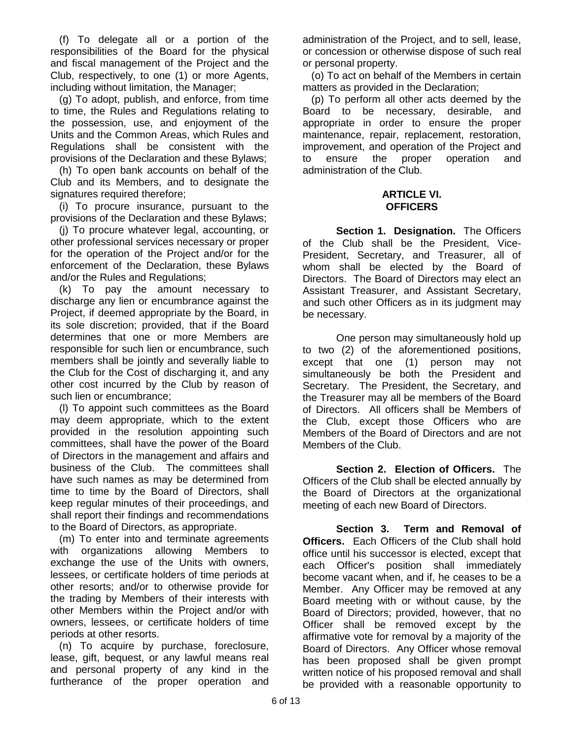(f) To delegate all or a portion of the responsibilities of the Board for the physical and fiscal management of the Project and the Club, respectively, to one (1) or more Agents, including without limitation, the Manager;

(g) To adopt, publish, and enforce, from time to time, the Rules and Regulations relating to the possession, use, and enjoyment of the Units and the Common Areas, which Rules and Regulations shall be consistent with the provisions of the Declaration and these Bylaws;

(h) To open bank accounts on behalf of the Club and its Members, and to designate the signatures required therefore;

(i) To procure insurance, pursuant to the provisions of the Declaration and these Bylaws;

(j) To procure whatever legal, accounting, or other professional services necessary or proper for the operation of the Project and/or for the enforcement of the Declaration, these Bylaws and/or the Rules and Regulations;

(k) To pay the amount necessary to discharge any lien or encumbrance against the Project, if deemed appropriate by the Board, in its sole discretion; provided, that if the Board determines that one or more Members are responsible for such lien or encumbrance, such members shall be jointly and severally liable to the Club for the Cost of discharging it, and any other cost incurred by the Club by reason of such lien or encumbrance;

(l) To appoint such committees as the Board may deem appropriate, which to the extent provided in the resolution appointing such committees, shall have the power of the Board of Directors in the management and affairs and business of the Club. The committees shall have such names as may be determined from time to time by the Board of Directors, shall keep regular minutes of their proceedings, and shall report their findings and recommendations to the Board of Directors, as appropriate.

(m) To enter into and terminate agreements with organizations allowing Members to exchange the use of the Units with owners, lessees, or certificate holders of time periods at other resorts; and/or to otherwise provide for the trading by Members of their interests with other Members within the Project and/or with owners, lessees, or certificate holders of time periods at other resorts.

(n) To acquire by purchase, foreclosure, lease, gift, bequest, or any lawful means real and personal property of any kind in the furtherance of the proper operation and administration of the Project, and to sell, lease, or concession or otherwise dispose of such real or personal property.

(o) To act on behalf of the Members in certain matters as provided in the Declaration;

(p) To perform all other acts deemed by the Board to be necessary, desirable, and appropriate in order to ensure the proper maintenance, repair, replacement, restoration, improvement, and operation of the Project and to ensure the proper operation and administration of the Club.

## ARTICLE VI.
## OFFICERS

**Section 1. Designation.** The Officers of the Club shall be the President, Vice-President, Secretary, and Treasurer, all of whom shall be elected by the Board of Directors. The Board of Directors may elect an Assistant Treasurer, and Assistant Secretary, and such other Officers as in its judgment may be necessary.

One person may simultaneously hold up to two (2) of the aforementioned positions, except that one (1) person may not simultaneously be both the President and Secretary. The President, the Secretary, and the Treasurer may all be members of the Board of Directors. All officers shall be Members of the Club, except those Officers who are Members of the Board of Directors and are not Members of the Club.

**Section 2. Election of Officers.** The Officers of the Club shall be elected annually by the Board of Directors at the organizational meeting of each new Board of Directors.

**Section 3. Term and Removal of Officers.** Each Officers of the Club shall hold office until his successor is elected, except that each Officer's position shall immediately become vacant when, and if, he ceases to be a Member. Any Officer may be removed at any Board meeting with or without cause, by the Board of Directors; provided, however, that no Officer shall be removed except by the affirmative vote for removal by a majority of the Board of Directors. Any Officer whose removal has been proposed shall be given prompt written notice of his proposed removal and shall be provided with a reasonable opportunity to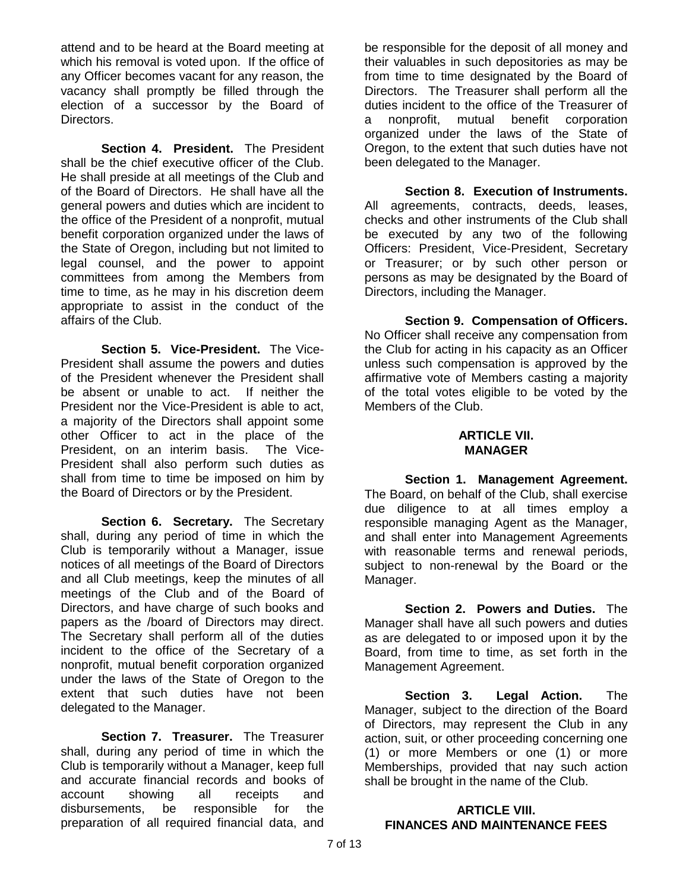attend and to be heard at the Board meeting at which his removal is voted upon. If the office of any Officer becomes vacant for any reason, the vacancy shall promptly be filled through the election of a successor by the Board of Directors.

**Section 4. President.** The President shall be the chief executive officer of the Club. He shall preside at all meetings of the Club and of the Board of Directors. He shall have all the general powers and duties which are incident to the office of the President of a nonprofit, mutual benefit corporation organized under the laws of the State of Oregon, including but not limited to legal counsel, and the power to appoint committees from among the Members from time to time, as he may in his discretion deem appropriate to assist in the conduct of the affairs of the Club.

**Section 5. Vice-President.** The Vice-President shall assume the powers and duties of the President whenever the President shall be absent or unable to act. If neither the President nor the Vice-President is able to act, a majority of the Directors shall appoint some other Officer to act in the place of the President, on an interim basis. The Vice-President shall also perform such duties as shall from time to time be imposed on him by the Board of Directors or by the President.

**Section 6. Secretary.** The Secretary shall, during any period of time in which the Club is temporarily without a Manager, issue notices of all meetings of the Board of Directors and all Club meetings, keep the minutes of all meetings of the Club and of the Board of Directors, and have charge of such books and papers as the /board of Directors may direct. The Secretary shall perform all of the duties incident to the office of the Secretary of a nonprofit, mutual benefit corporation organized under the laws of the State of Oregon to the extent that such duties have not been delegated to the Manager.

**Section 7. Treasurer.** The Treasurer shall, during any period of time in which the Club is temporarily without a Manager, keep full and accurate financial records and books of account showing all receipts and disbursements, be responsible for the preparation of all required financial data, and be responsible for the deposit of all money and their valuables in such depositories as may be from time to time designated by the Board of Directors. The Treasurer shall perform all the duties incident to the office of the Treasurer of a nonprofit, mutual benefit corporation organized under the laws of the State of Oregon, to the extent that such duties have not been delegated to the Manager.

**Section 8. Execution of Instruments.** All agreements, contracts, deeds, leases, checks and other instruments of the Club shall be executed by any two of the following Officers: President, Vice-President, Secretary or Treasurer; or by such other person or persons as may be designated by the Board of Directors, including the Manager.

**Section 9. Compensation of Officers.** No Officer shall receive any compensation from the Club for acting in his capacity as an Officer unless such compensation is approved by the affirmative vote of Members casting a majority of the total votes eligible to be voted by the Members of the Club.

## ARTICLE VII. MANAGER

**Section 1. Management Agreement.** The Board, on behalf of the Club, shall exercise due diligence to at all times employ a responsible managing Agent as the Manager, and shall enter into Management Agreements with reasonable terms and renewal periods, subject to non-renewal by the Board or the Manager.

**Section 2. Powers and Duties.** The Manager shall have all such powers and duties as are delegated to or imposed upon it by the Board, from time to time, as set forth in the Management Agreement.

**Section 3. Legal Action.** The Manager, subject to the direction of the Board of Directors, may represent the Club in any action, suit, or other proceeding concerning one (1) or more Members or one (1) or more Memberships, provided that nay such action shall be brought in the name of the Club.

## ARTICLE VIII. FINANCES AND MAINTENANCE FEES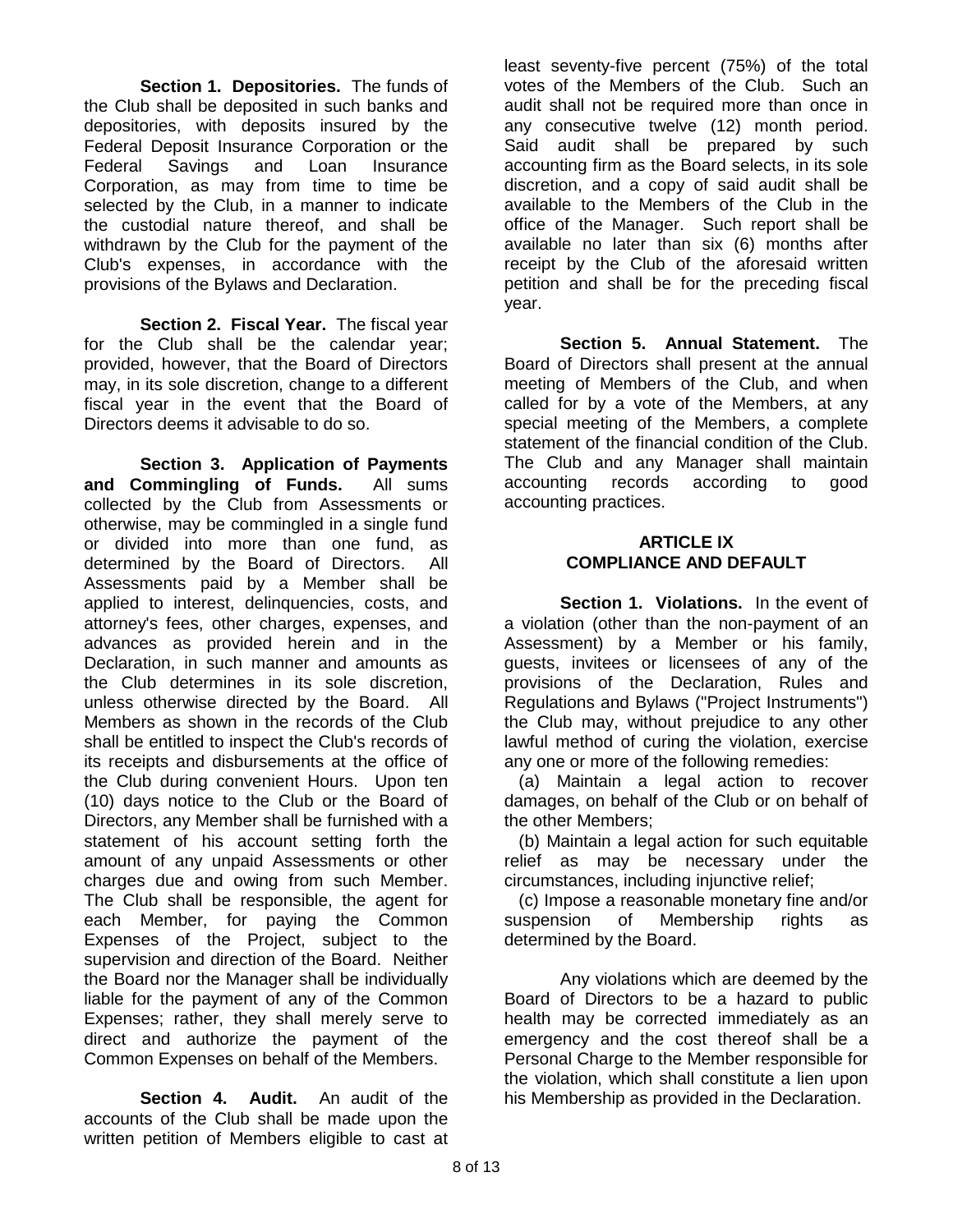**Section 1. Depositories.** The funds of the Club shall be deposited in such banks and depositories, with deposits insured by the Federal Deposit Insurance Corporation or the Federal Savings and Loan Insurance Corporation, as may from time to time be selected by the Club, in a manner to indicate the custodial nature thereof, and shall be withdrawn by the Club for the payment of the Club's expenses, in accordance with the provisions of the Bylaws and Declaration.

**Section 2. Fiscal Year.** The fiscal year for the Club shall be the calendar year; provided, however, that the Board of Directors may, in its sole discretion, change to a different fiscal year in the event that the Board of Directors deems it advisable to do so.

**Section 3. Application of Payments and Commingling of Funds.** All sums collected by the Club from Assessments or otherwise, may be commingled in a single fund or divided into more than one fund, as determined by the Board of Directors. All Assessments paid by a Member shall be applied to interest, delinquencies, costs, and attorney's fees, other charges, expenses, and advances as provided herein and in the Declaration, in such manner and amounts as the Club determines in its sole discretion, unless otherwise directed by the Board. All Members as shown in the records of the Club shall be entitled to inspect the Club's records of its receipts and disbursements at the office of the Club during convenient Hours. Upon ten (10) days notice to the Club or the Board of Directors, any Member shall be furnished with a statement of his account setting forth the amount of any unpaid Assessments or other charges due and owing from such Member. The Club shall be responsible, the agent for each Member, for paying the Common Expenses of the Project, subject to the supervision and direction of the Board. Neither the Board nor the Manager shall be individually liable for the payment of any of the Common Expenses; rather, they shall merely serve to direct and authorize the payment of the Common Expenses on behalf of the Members.

**Section 4. Audit.** An audit of the accounts of the Club shall be made upon the written petition of Members eligible to cast at least seventy-five percent (75%) of the total votes of the Members of the Club. Such an audit shall not be required more than once in any consecutive twelve (12) month period. Said audit shall be prepared by such accounting firm as the Board selects, in its sole discretion, and a copy of said audit shall be available to the Members of the Club in the office of the Manager. Such report shall be available no later than six (6) months after receipt by the Club of the aforesaid written petition and shall be for the preceding fiscal year.

**Section 5. Annual Statement.** The Board of Directors shall present at the annual meeting of Members of the Club, and when called for by a vote of the Members, at any special meeting of the Members, a complete statement of the financial condition of the Club. The Club and any Manager shall maintain accounting records according to good accounting practices.

## ARTICLE IX
## COMPLIANCE AND DEFAULT

**Section 1. Violations.** In the event of a violation (other than the non-payment of an Assessment) by a Member or his family, guests, invitees or licensees of any of the provisions of the Declaration, Rules and Regulations and Bylaws ("Project Instruments") the Club may, without prejudice to any other lawful method of curing the violation, exercise any one or more of the following remedies:

(a) Maintain a legal action to recover damages, on behalf of the Club or on behalf of the other Members;

(b) Maintain a legal action for such equitable relief as may be necessary under the circumstances, including injunctive relief;

(c) Impose a reasonable monetary fine and/or suspension of Membership rights as determined by the Board.

Any violations which are deemed by the Board of Directors to be a hazard to public health may be corrected immediately as an emergency and the cost thereof shall be a Personal Charge to the Member responsible for the violation, which shall constitute a lien upon his Membership as provided in the Declaration.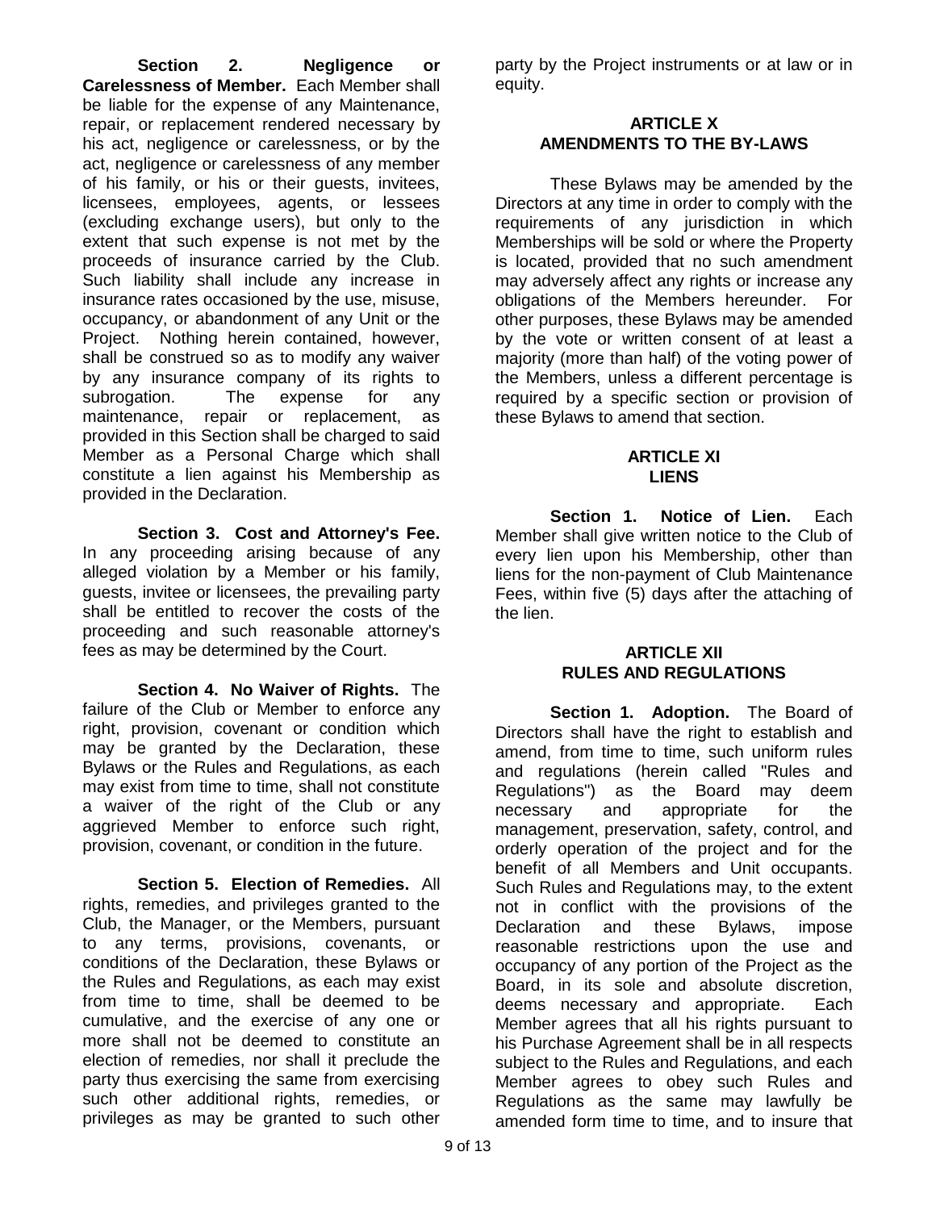**Section 2. Negligence or Carelessness of Member.** Each Member shall be liable for the expense of any Maintenance, repair, or replacement rendered necessary by his act, negligence or carelessness, or by the act, negligence or carelessness of any member of his family, or his or their guests, invitees, licensees, employees, agents, or lessees (excluding exchange users), but only to the extent that such expense is not met by the proceeds of insurance carried by the Club. Such liability shall include any increase in insurance rates occasioned by the use, misuse, occupancy, or abandonment of any Unit or the Project. Nothing herein contained, however, shall be construed so as to modify any waiver by any insurance company of its rights to subrogation. The expense for any maintenance, repair or replacement, as provided in this Section shall be charged to said Member as a Personal Charge which shall constitute a lien against his Membership as provided in the Declaration.

**Section 3. Cost and Attorney's Fee.** In any proceeding arising because of any alleged violation by a Member or his family, guests, invitee or licensees, the prevailing party shall be entitled to recover the costs of the proceeding and such reasonable attorney's fees as may be determined by the Court.

**Section 4. No Waiver of Rights.** The failure of the Club or Member to enforce any right, provision, covenant or condition which may be granted by the Declaration, these Bylaws or the Rules and Regulations, as each may exist from time to time, shall not constitute a waiver of the right of the Club or any aggrieved Member to enforce such right, provision, covenant, or condition in the future.

**Section 5. Election of Remedies.** All rights, remedies, and privileges granted to the Club, the Manager, or the Members, pursuant to any terms, provisions, covenants, or conditions of the Declaration, these Bylaws or the Rules and Regulations, as each may exist from time to time, shall be deemed to be cumulative, and the exercise of any one or more shall not be deemed to constitute an election of remedies, nor shall it preclude the party thus exercising the same from exercising such other additional rights, remedies, or privileges as may be granted to such other party by the Project instruments or at law or in equity.

## ARTICLE X
## AMENDMENTS TO THE BY-LAWS

These Bylaws may be amended by the Directors at any time in order to comply with the requirements of any jurisdiction in which Memberships will be sold or where the Property is located, provided that no such amendment may adversely affect any rights or increase any obligations of the Members hereunder. For other purposes, these Bylaws may be amended by the vote or written consent of at least a majority (more than half) of the voting power of the Members, unless a different percentage is required by a specific section or provision of these Bylaws to amend that section.

## ARTICLE XI
## LIENS

**Section 1. Notice of Lien.** Each Member shall give written notice to the Club of every lien upon his Membership, other than liens for the non-payment of Club Maintenance Fees, within five (5) days after the attaching of the lien.

## ARTICLE XII
## RULES AND REGULATIONS

**Section 1. Adoption.** The Board of Directors shall have the right to establish and amend, from time to time, such uniform rules and regulations (herein called "Rules and Regulations") as the Board may deem necessary and appropriate for the management, preservation, safety, control, and orderly operation of the project and for the benefit of all Members and Unit occupants. Such Rules and Regulations may, to the extent not in conflict with the provisions of the Declaration and these Bylaws, impose reasonable restrictions upon the use and occupancy of any portion of the Project as the Board, in its sole and absolute discretion, deems necessary and appropriate. Each Member agrees that all his rights pursuant to his Purchase Agreement shall be in all respects subject to the Rules and Regulations, and each Member agrees to obey such Rules and Regulations as the same may lawfully be amended form time to time, and to insure that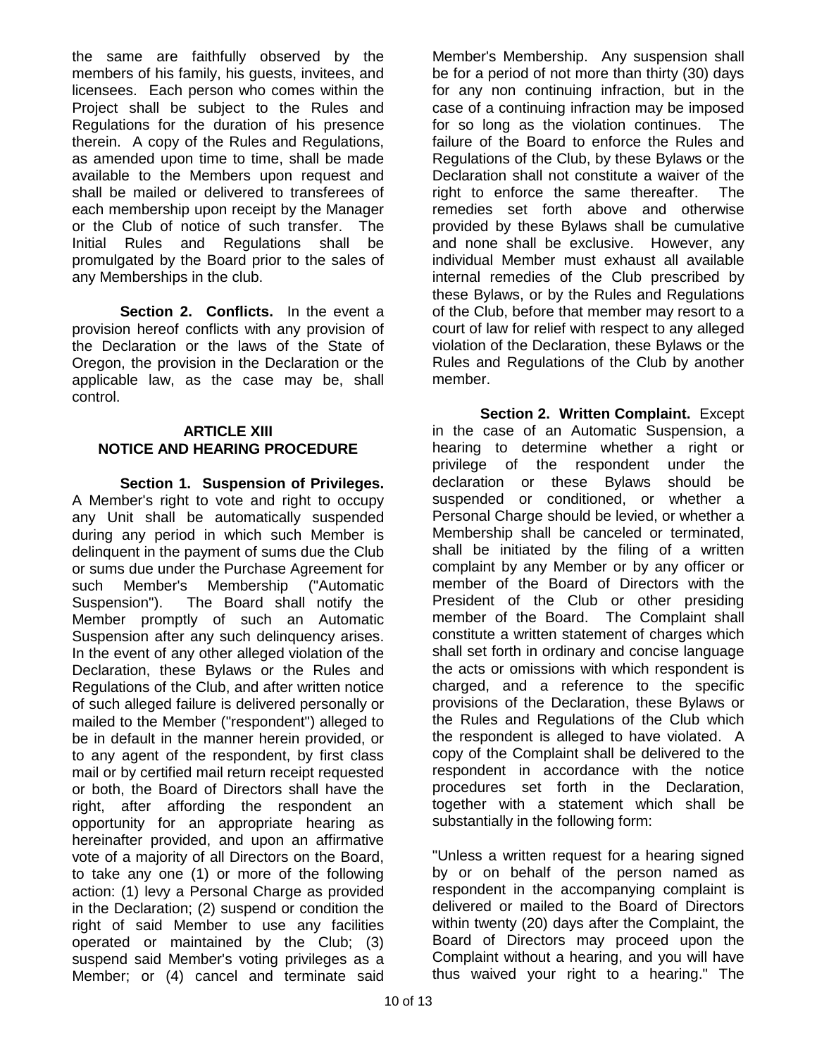the same are faithfully observed by the members of his family, his guests, invitees, and licensees. Each person who comes within the Project shall be subject to the Rules and Regulations for the duration of his presence therein. A copy of the Rules and Regulations, as amended upon time to time, shall be made available to the Members upon request and shall be mailed or delivered to transferees of each membership upon receipt by the Manager or the Club of notice of such transfer. The Initial Rules and Regulations shall be promulgated by the Board prior to the sales of any Memberships in the club.

**Section 2. Conflicts.** In the event a provision hereof conflicts with any provision of the Declaration or the laws of the State of Oregon, the provision in the Declaration or the applicable law, as the case may be, shall control.

## ARTICLE XIII
## NOTICE AND HEARING PROCEDURE

**Section 1. Suspension of Privileges.** A Member's right to vote and right to occupy any Unit shall be automatically suspended during any period in which such Member is delinquent in the payment of sums due the Club or sums due under the Purchase Agreement for such Member's Membership ("Automatic Suspension"). The Board shall notify the Member promptly of such an Automatic Suspension after any such delinquency arises. In the event of any other alleged violation of the Declaration, these Bylaws or the Rules and Regulations of the Club, and after written notice of such alleged failure is delivered personally or mailed to the Member ("respondent") alleged to be in default in the manner herein provided, or to any agent of the respondent, by first class mail or by certified mail return receipt requested or both, the Board of Directors shall have the right, after affording the respondent an opportunity for an appropriate hearing as hereinafter provided, and upon an affirmative vote of a majority of all Directors on the Board, to take any one (1) or more of the following action: (1) levy a Personal Charge as provided in the Declaration; (2) suspend or condition the right of said Member to use any facilities operated or maintained by the Club; (3) suspend said Member's voting privileges as a Member; or (4) cancel and terminate said Member's Membership. Any suspension shall be for a period of not more than thirty (30) days for any non continuing infraction, but in the case of a continuing infraction may be imposed for so long as the violation continues. The failure of the Board to enforce the Rules and Regulations of the Club, by these Bylaws or the Declaration shall not constitute a waiver of the right to enforce the same thereafter. The remedies set forth above and otherwise provided by these Bylaws shall be cumulative and none shall be exclusive. However, any individual Member must exhaust all available internal remedies of the Club prescribed by these Bylaws, or by the Rules and Regulations of the Club, before that member may resort to a court of law for relief with respect to any alleged violation of the Declaration, these Bylaws or the Rules and Regulations of the Club by another member.

**Section 2. Written Complaint.** Except in the case of an Automatic Suspension, a hearing to determine whether a right or privilege of the respondent under the declaration or these Bylaws should be suspended or conditioned, or whether a Personal Charge should be levied, or whether a Membership shall be canceled or terminated, shall be initiated by the filing of a written complaint by any Member or by any officer or member of the Board of Directors with the President of the Club or other presiding member of the Board. The Complaint shall constitute a written statement of charges which shall set forth in ordinary and concise language the acts or omissions with which respondent is charged, and a reference to the specific provisions of the Declaration, these Bylaws or the Rules and Regulations of the Club which the respondent is alleged to have violated. A copy of the Complaint shall be delivered to the respondent in accordance with the notice procedures set forth in the Declaration, together with a statement which shall be substantially in the following form:

"Unless a written request for a hearing signed by or on behalf of the person named as respondent in the accompanying complaint is delivered or mailed to the Board of Directors within twenty (20) days after the Complaint, the Board of Directors may proceed upon the Complaint without a hearing, and you will have thus waived your right to a hearing." The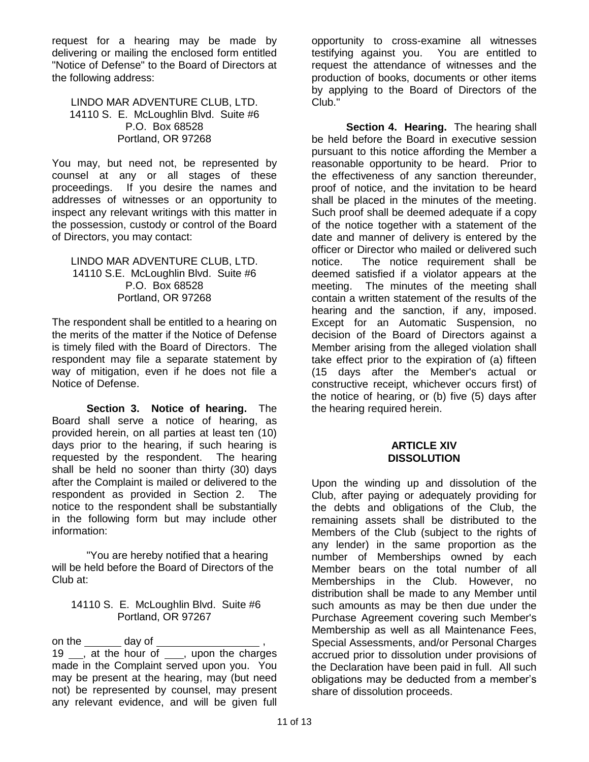request for a hearing may be made by delivering or mailing the enclosed form entitled "Notice of Defense" to the Board of Directors at the following address:

LINDO MAR ADVENTURE CLUB, LTD.
14110 S. E. McLoughlin Blvd. Suite #6
P.O. Box 68528
Portland, OR 97268

You may, but need not, be represented by counsel at any or all stages of these proceedings. If you desire the names and addresses of witnesses or an opportunity to inspect any relevant writings with this matter in the possession, custody or control of the Board of Directors, you may contact:

LINDO MAR ADVENTURE CLUB, LTD.
14110 S.E. McLoughlin Blvd. Suite #6
P.O. Box 68528
Portland, OR 97268

The respondent shall be entitled to a hearing on the merits of the matter if the Notice of Defense is timely filed with the Board of Directors. The respondent may file a separate statement by way of mitigation, even if he does not file a Notice of Defense.

**Section 3. Notice of hearing.** The Board shall serve a notice of hearing, as provided herein, on all parties at least ten (10) days prior to the hearing, if such hearing is requested by the respondent. The hearing shall be held no sooner than thirty (30) days after the Complaint is mailed or delivered to the respondent as provided in Section 2. The notice to the respondent shall be substantially in the following form but may include other information:

"You are hereby notified that a hearing will be held before the Board of Directors of the Club at:

14110 S. E. McLoughlin Blvd. Suite #6
Portland, OR 97267

on the ______ day of _________________ , 19 __, at the hour of ___, upon the charges made in the Complaint served upon you. You may be present at the hearing, may (but need not) be represented by counsel, may present any relevant evidence, and will be given full opportunity to cross-examine all witnesses testifying against you. You are entitled to request the attendance of witnesses and the production of books, documents or other items by applying to the Board of Directors of the Club."

**Section 4. Hearing.** The hearing shall be held before the Board in executive session pursuant to this notice affording the Member a reasonable opportunity to be heard. Prior to the effectiveness of any sanction thereunder, proof of notice, and the invitation to be heard shall be placed in the minutes of the meeting. Such proof shall be deemed adequate if a copy of the notice together with a statement of the date and manner of delivery is entered by the officer or Director who mailed or delivered such notice. The notice requirement shall be deemed satisfied if a violator appears at the meeting. The minutes of the meeting shall contain a written statement of the results of the hearing and the sanction, if any, imposed. Except for an Automatic Suspension, no decision of the Board of Directors against a Member arising from the alleged violation shall take effect prior to the expiration of (a) fifteen (15 days after the Member's actual or constructive receipt, whichever occurs first) of the notice of hearing, or (b) five (5) days after the hearing required herein.

## ARTICLE XIV
## DISSOLUTION

Upon the winding up and dissolution of the Club, after paying or adequately providing for the debts and obligations of the Club, the remaining assets shall be distributed to the Members of the Club (subject to the rights of any lender) in the same proportion as the number of Memberships owned by each Member bears on the total number of all Memberships in the Club. However, no distribution shall be made to any Member until such amounts as may be then due under the Purchase Agreement covering such Member's Membership as well as all Maintenance Fees, Special Assessments, and/or Personal Charges accrued prior to dissolution under provisions of the Declaration have been paid in full. All such obligations may be deducted from a member's share of dissolution proceeds.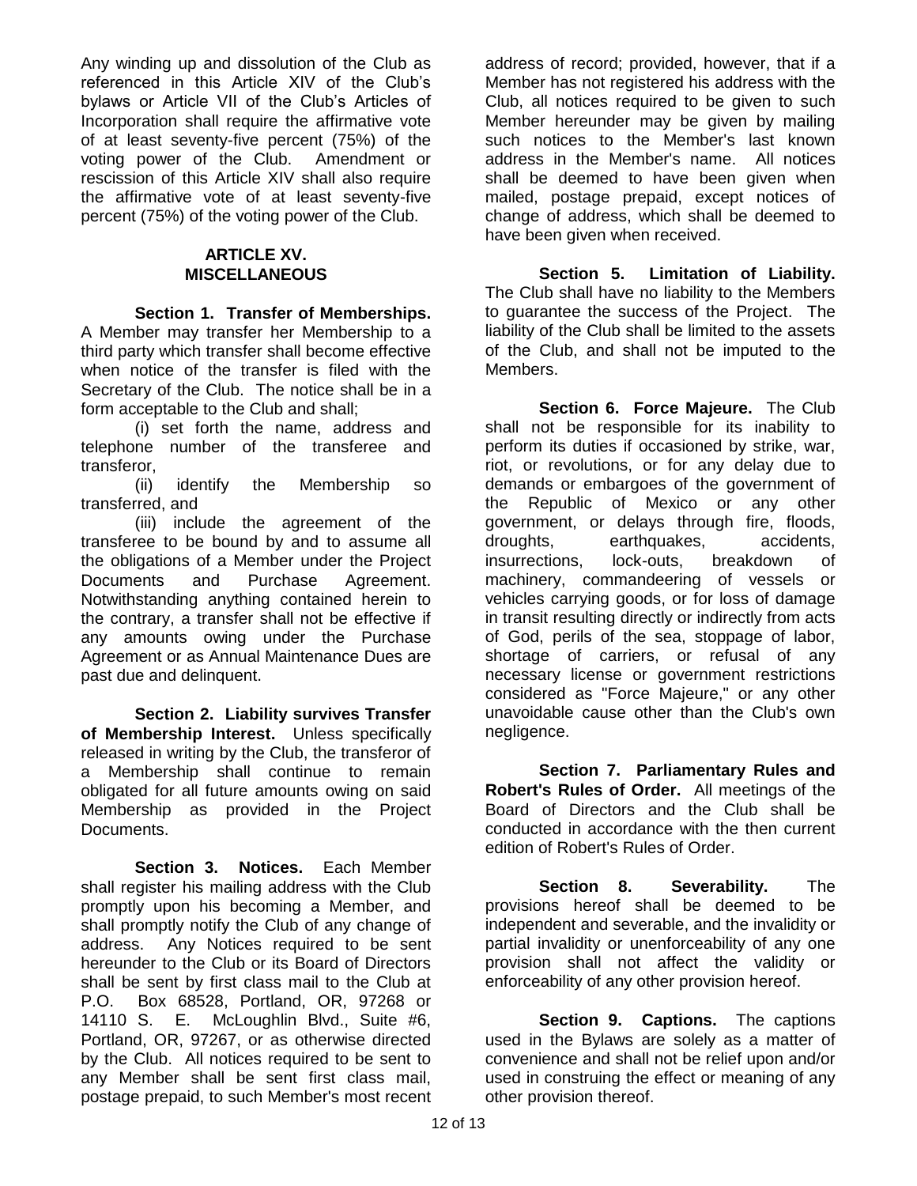Any winding up and dissolution of the Club as referenced in this Article XIV of the Club's bylaws or Article VII of the Club's Articles of Incorporation shall require the affirmative vote of at least seventy-five percent (75%) of the voting power of the Club. Amendment or rescission of this Article XIV shall also require the affirmative vote of at least seventy-five percent (75%) of the voting power of the Club.

## ARTICLE XV. MISCELLANEOUS

**Section 1. Transfer of Memberships.** A Member may transfer her Membership to a third party which transfer shall become effective when notice of the transfer is filed with the Secretary of the Club. The notice shall be in a form acceptable to the Club and shall;

(i) set forth the name, address and telephone number of the transferee and transferor,

(ii) identify the Membership so transferred, and

(iii) include the agreement of the transferee to be bound by and to assume all the obligations of a Member under the Project Documents and Purchase Agreement. Notwithstanding anything contained herein to the contrary, a transfer shall not be effective if any amounts owing under the Purchase Agreement or as Annual Maintenance Dues are past due and delinquent.

**Section 2. Liability survives Transfer of Membership Interest.** Unless specifically released in writing by the Club, the transferor of a Membership shall continue to remain obligated for all future amounts owing on said Membership as provided in the Project Documents.

**Section 3. Notices.** Each Member shall register his mailing address with the Club promptly upon his becoming a Member, and shall promptly notify the Club of any change of address. Any Notices required to be sent hereunder to the Club or its Board of Directors shall be sent by first class mail to the Club at P.O. Box 68528, Portland, OR, 97268 or 14110 S. E. McLoughlin Blvd., Suite #6, Portland, OR, 97267, or as otherwise directed by the Club. All notices required to be sent to any Member shall be sent first class mail, postage prepaid, to such Member's most recent address of record; provided, however, that if a Member has not registered his address with the Club, all notices required to be given to such Member hereunder may be given by mailing such notices to the Member's last known address in the Member's name. All notices shall be deemed to have been given when mailed, postage prepaid, except notices of change of address, which shall be deemed to have been given when received.

**Section 5. Limitation of Liability.** The Club shall have no liability to the Members to guarantee the success of the Project. The liability of the Club shall be limited to the assets of the Club, and shall not be imputed to the Members.

**Section 6. Force Majeure.** The Club shall not be responsible for its inability to perform its duties if occasioned by strike, war, riot, or revolutions, or for any delay due to demands or embargoes of the government of the Republic of Mexico or any other government, or delays through fire, floods, droughts, earthquakes, accidents, insurrections, lock-outs, breakdown of machinery, commandeering of vessels or vehicles carrying goods, or for loss of damage in transit resulting directly or indirectly from acts of God, perils of the sea, stoppage of labor, shortage of carriers, or refusal of any necessary license or government restrictions considered as "Force Majeure," or any other unavoidable cause other than the Club's own negligence.

**Section 7. Parliamentary Rules and Robert's Rules of Order.** All meetings of the Board of Directors and the Club shall be conducted in accordance with the then current edition of Robert's Rules of Order.

**Section 8. Severability.** The provisions hereof shall be deemed to be independent and severable, and the invalidity or partial invalidity or unenforceability of any one provision shall not affect the validity or enforceability of any other provision hereof.

**Section 9. Captions.** The captions used in the Bylaws are solely as a matter of convenience and shall not be relief upon and/or used in construing the effect or meaning of any other provision thereof.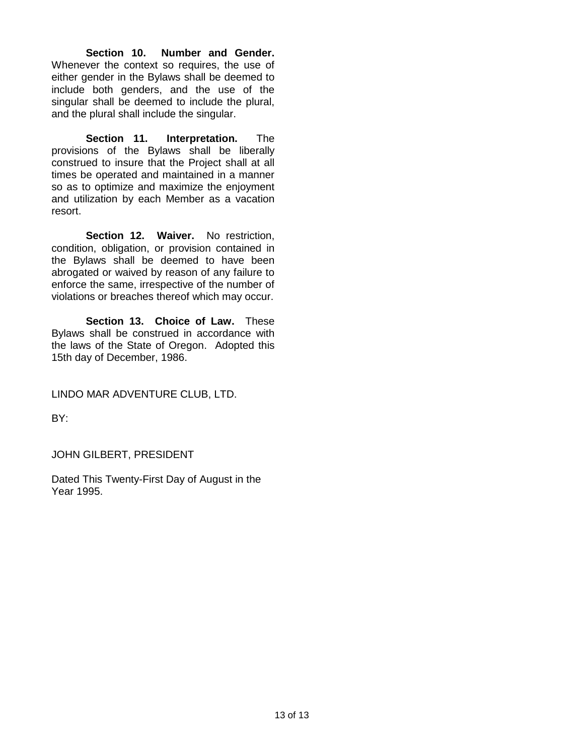**Section 10. Number and Gender.** Whenever the context so requires, the use of either gender in the Bylaws shall be deemed to include both genders, and the use of the singular shall be deemed to include the plural, and the plural shall include the singular.

**Section 11. Interpretation.** The provisions of the Bylaws shall be liberally construed to insure that the Project shall at all times be operated and maintained in a manner so as to optimize and maximize the enjoyment and utilization by each Member as a vacation resort.

**Section 12. Waiver.** No restriction, condition, obligation, or provision contained in the Bylaws shall be deemed to have been abrogated or waived by reason of any failure to enforce the same, irrespective of the number of violations or breaches thereof which may occur.

**Section 13. Choice of Law.** These Bylaws shall be construed in accordance with the laws of the State of Oregon. Adopted this 15th day of December, 1986.

LINDO MAR ADVENTURE CLUB, LTD.

BY:

JOHN GILBERT, PRESIDENT

Dated This Twenty-First Day of August in the Year 1995.